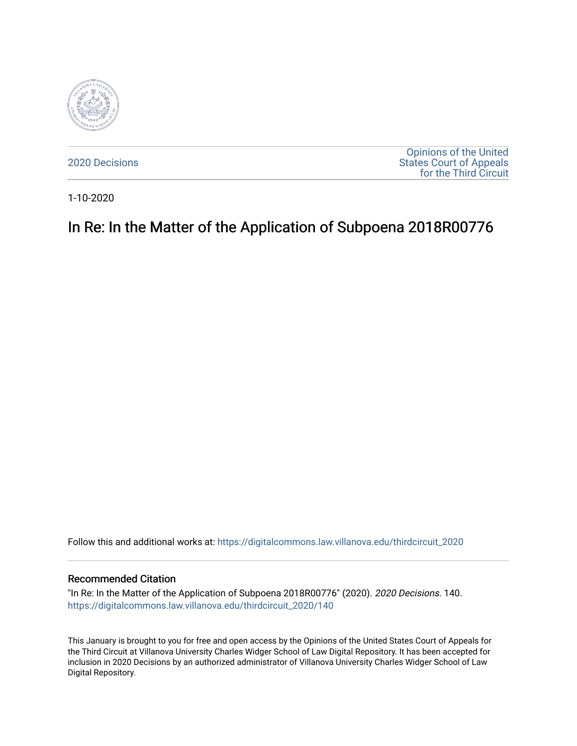2020 Decisions

Opinions of the United States Court of Appeals for the Third Circuit

1-10-2020

# In Re: In the Matter of the Application of Subpoena 2018R00776

Follow this and additional works at: https://digitalcommons.law.villanova.edu/thirdcircuit_2020

## Recommended Citation

"In Re: In the Matter of the Application of Subpoena 2018R00776" (2020). *2020 Decisions*. 140.
https://digitalcommons.law.villanova.edu/thirdcircuit_2020/140

This January is brought to you for free and open access by the Opinions of the United States Court of Appeals for the Third Circuit at Villanova University Charles Widger School of Law Digital Repository. It has been accepted for inclusion in 2020 Decisions by an authorized administrator of Villanova University Charles Widger School of Law Digital Repository.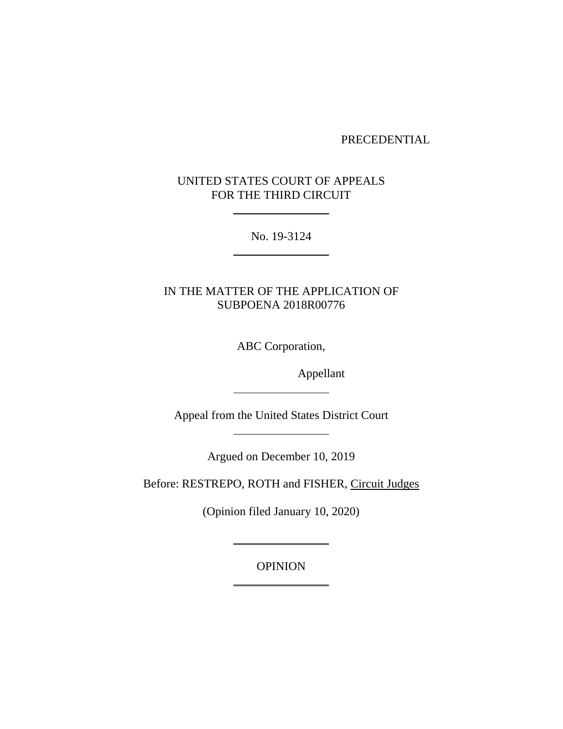PRECEDENTIAL

UNITED STATES COURT OF APPEALS
FOR THE THIRD CIRCUIT

---

No. 19-3124

---

IN THE MATTER OF THE APPLICATION OF
SUBPOENA 2018R00776

ABC Corporation,

Appellant

---

Appeal from the United States District Court

---

Argued on December 10, 2019

Before: RESTREPO, ROTH and FISHER, Circuit Judges

(Opinion filed January 10, 2020)

---

OPINION

---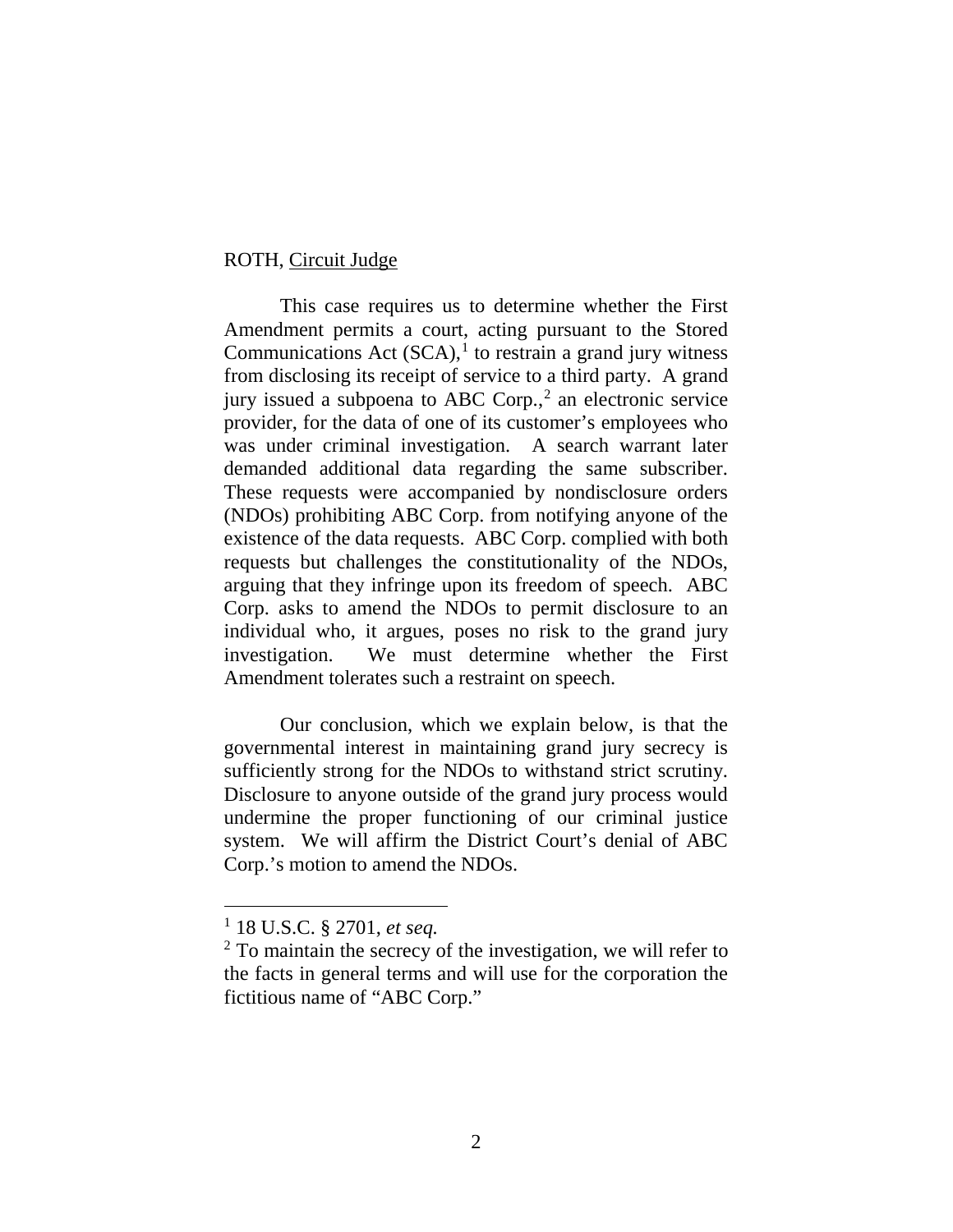ROTH, Circuit Judge

This case requires us to determine whether the First Amendment permits a court, acting pursuant to the Stored Communications Act (SCA),[1] to restrain a grand jury witness from disclosing its receipt of service to a third party. A grand jury issued a subpoena to ABC Corp.,[2] an electronic service provider, for the data of one of its customer's employees who was under criminal investigation. A search warrant later demanded additional data regarding the same subscriber. These requests were accompanied by nondisclosure orders (NDOs) prohibiting ABC Corp. from notifying anyone of the existence of the data requests. ABC Corp. complied with both requests but challenges the constitutionality of the NDOs, arguing that they infringe upon its freedom of speech. ABC Corp. asks to amend the NDOs to permit disclosure to an individual who, it argues, poses no risk to the grand jury investigation. We must determine whether the First Amendment tolerates such a restraint on speech.

Our conclusion, which we explain below, is that the governmental interest in maintaining grand jury secrecy is sufficiently strong for the NDOs to withstand strict scrutiny. Disclosure to anyone outside of the grand jury process would undermine the proper functioning of our criminal justice system. We will affirm the District Court's denial of ABC Corp.'s motion to amend the NDOs.

---

[1] 18 U.S.C. § 2701, *et seq.*

[2] To maintain the secrecy of the investigation, we will refer to the facts in general terms and will use for the corporation the fictitious name of "ABC Corp."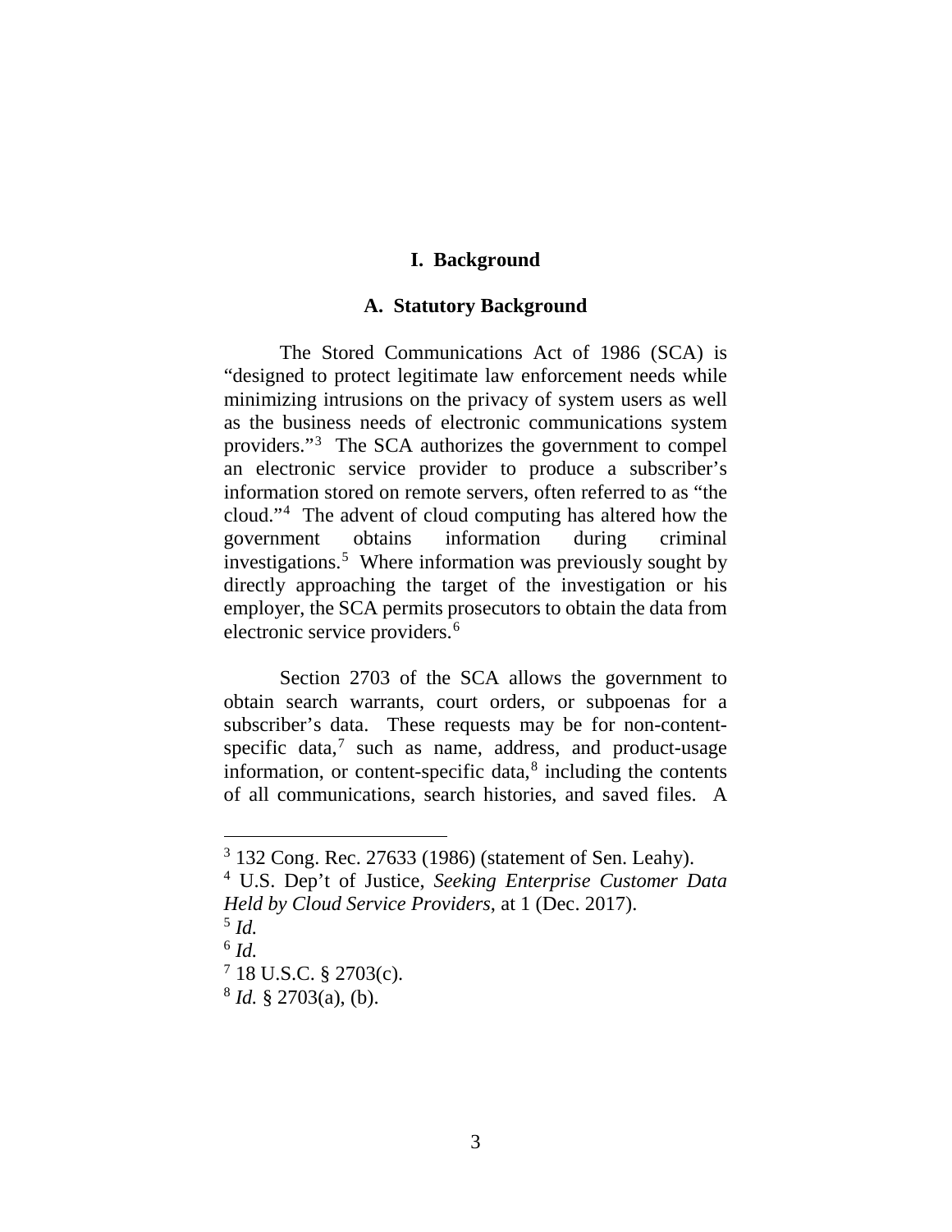# I. Background

## A. Statutory Background

The Stored Communications Act of 1986 (SCA) is "designed to protect legitimate law enforcement needs while minimizing intrusions on the privacy of system users as well as the business needs of electronic communications system providers."[3] The SCA authorizes the government to compel an electronic service provider to produce a subscriber's information stored on remote servers, often referred to as "the cloud."[4] The advent of cloud computing has altered how the government obtains information during criminal investigations.[5] Where information was previously sought by directly approaching the target of the investigation or his employer, the SCA permits prosecutors to obtain the data from electronic service providers.[6]

Section 2703 of the SCA allows the government to obtain search warrants, court orders, or subpoenas for a subscriber's data. These requests may be for non-content-specific data,[7] such as name, address, and product-usage information, or content-specific data,[8] including the contents of all communications, search histories, and saved files. A

---

[3] 132 Cong. Rec. 27633 (1986) (statement of Sen. Leahy).

[4] U.S. Dep't of Justice, *Seeking Enterprise Customer Data Held by Cloud Service Providers*, at 1 (Dec. 2017).

[5] *Id.*

[6] *Id.*

[7] 18 U.S.C. § 2703(c).

[8] *Id.* § 2703(a), (b).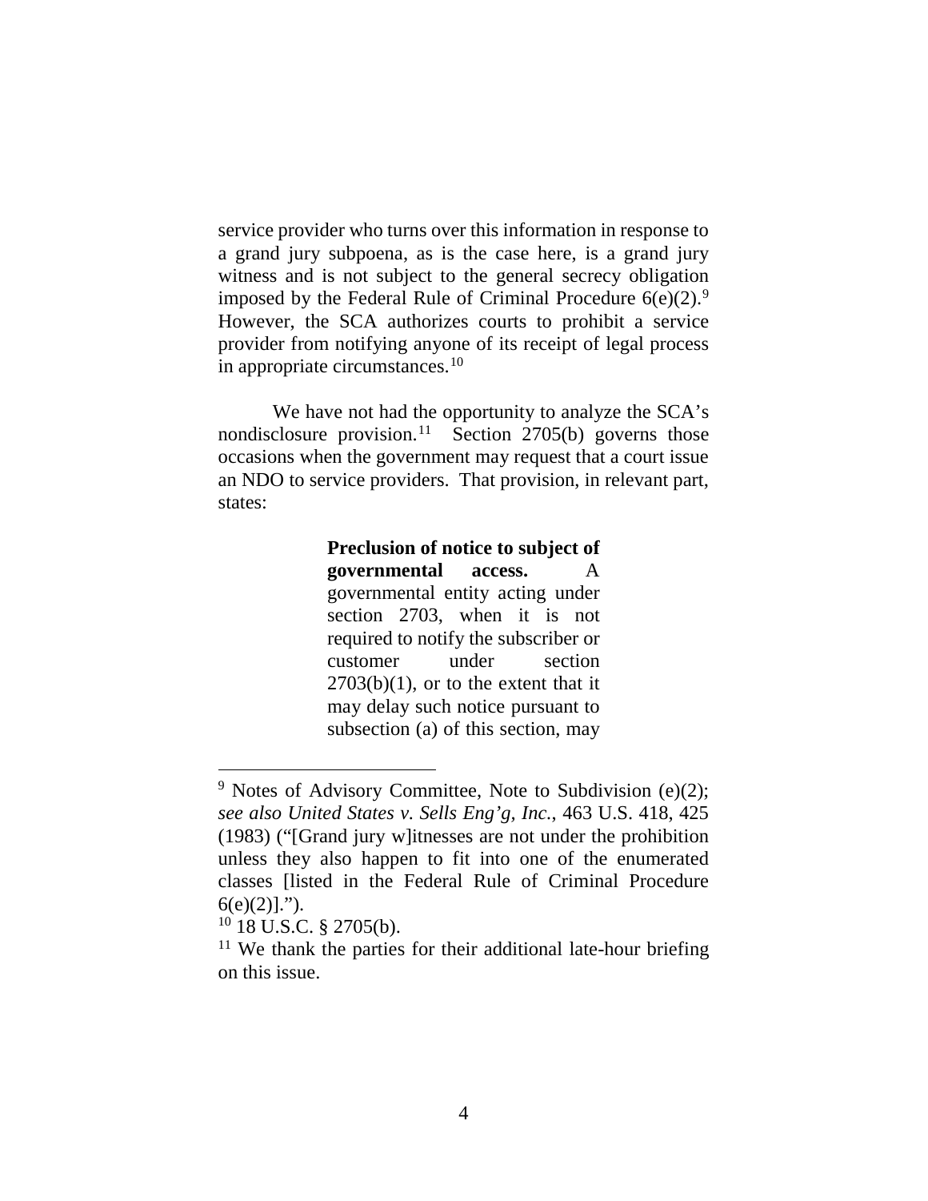service provider who turns over this information in response to a grand jury subpoena, as is the case here, is a grand jury witness and is not subject to the general secrecy obligation imposed by the Federal Rule of Criminal Procedure 6(e)(2).[9] However, the SCA authorizes courts to prohibit a service provider from notifying anyone of its receipt of legal process in appropriate circumstances.[10]

We have not had the opportunity to analyze the SCA's nondisclosure provision.[11] Section 2705(b) governs those occasions when the government may request that a court issue an NDO to service providers. That provision, in relevant part, states:

> **Preclusion of notice to subject of governmental access.** A governmental entity acting under section 2703, when it is not required to notify the subscriber or customer under section 2703(b)(1), or to the extent that it may delay such notice pursuant to subsection (a) of this section, may

---

[9] Notes of Advisory Committee, Note to Subdivision (e)(2); *see also United States v. Sells Eng'g, Inc.*, 463 U.S. 418, 425 (1983) ("[Grand jury w]itnesses are not under the prohibition unless they also happen to fit into one of the enumerated classes [listed in the Federal Rule of Criminal Procedure 6(e)(2)].").

[10] 18 U.S.C. § 2705(b).

[11] We thank the parties for their additional late-hour briefing on this issue.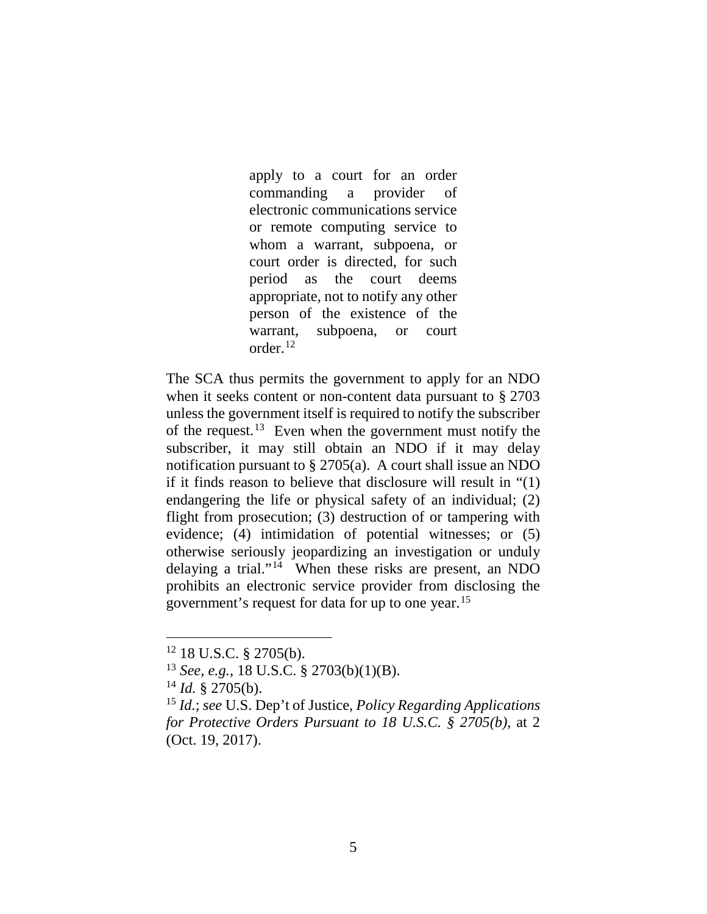> apply to a court for an order commanding a provider of electronic communications service or remote computing service to whom a warrant, subpoena, or court order is directed, for such period as the court deems appropriate, not to notify any other person of the existence of the warrant, subpoena, or court order.[12]

The SCA thus permits the government to apply for an NDO when it seeks content or non-content data pursuant to § 2703 unless the government itself is required to notify the subscriber of the request.[13] Even when the government must notify the subscriber, it may still obtain an NDO if it may delay notification pursuant to § 2705(a). A court shall issue an NDO if it finds reason to believe that disclosure will result in "(1) endangering the life or physical safety of an individual; (2) flight from prosecution; (3) destruction of or tampering with evidence; (4) intimidation of potential witnesses; or (5) otherwise seriously jeopardizing an investigation or unduly delaying a trial."[14] When these risks are present, an NDO prohibits an electronic service provider from disclosing the government's request for data for up to one year.[15]

---

[12] 18 U.S.C. § 2705(b).

[13] *See, e.g.*, 18 U.S.C. § 2703(b)(1)(B).

[14] *Id.* § 2705(b).

[15] *Id.*; *see* U.S. Dep't of Justice, *Policy Regarding Applications for Protective Orders Pursuant to 18 U.S.C. § 2705(b)*, at 2 (Oct. 19, 2017).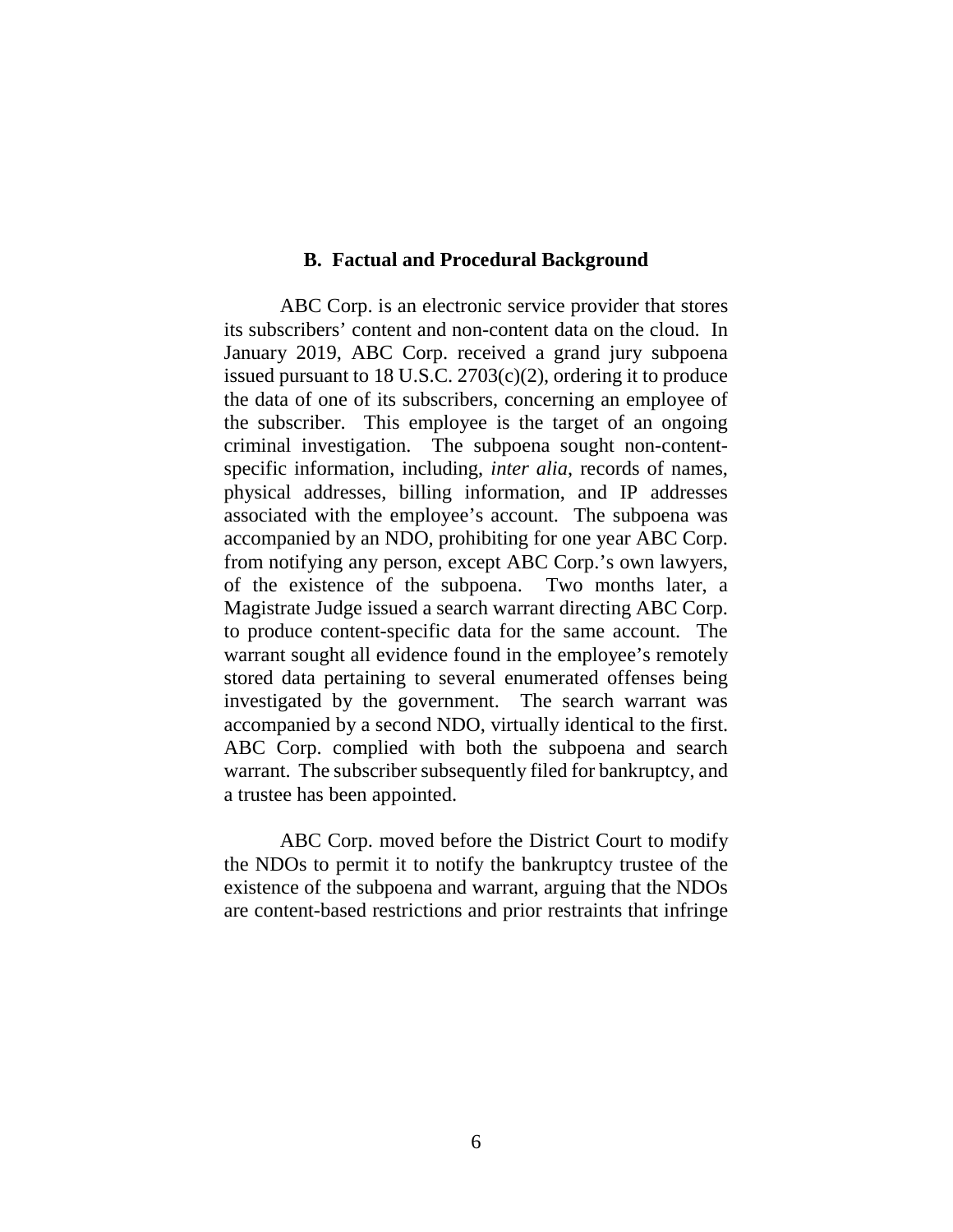### B. Factual and Procedural Background

ABC Corp. is an electronic service provider that stores its subscribers' content and non-content data on the cloud. In January 2019, ABC Corp. received a grand jury subpoena issued pursuant to 18 U.S.C. 2703(c)(2), ordering it to produce the data of one of its subscribers, concerning an employee of the subscriber. This employee is the target of an ongoing criminal investigation. The subpoena sought non-content-specific information, including, *inter alia*, records of names, physical addresses, billing information, and IP addresses associated with the employee's account. The subpoena was accompanied by an NDO, prohibiting for one year ABC Corp. from notifying any person, except ABC Corp.'s own lawyers, of the existence of the subpoena. Two months later, a Magistrate Judge issued a search warrant directing ABC Corp. to produce content-specific data for the same account. The warrant sought all evidence found in the employee's remotely stored data pertaining to several enumerated offenses being investigated by the government. The search warrant was accompanied by a second NDO, virtually identical to the first. ABC Corp. complied with both the subpoena and search warrant. The subscriber subsequently filed for bankruptcy, and a trustee has been appointed.

ABC Corp. moved before the District Court to modify the NDOs to permit it to notify the bankruptcy trustee of the existence of the subpoena and warrant, arguing that the NDOs are content-based restrictions and prior restraints that infringe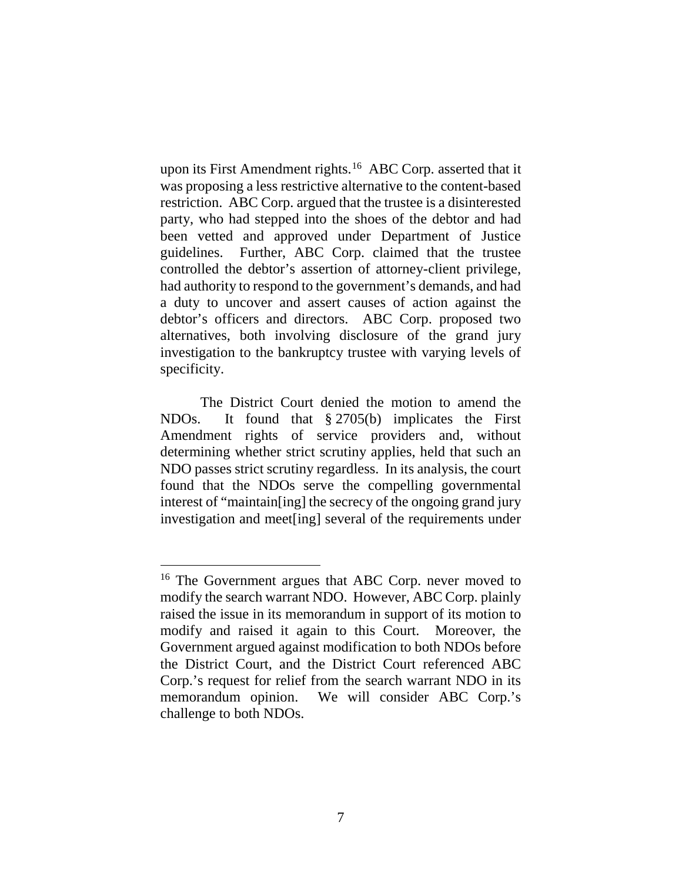upon its First Amendment rights.[16] ABC Corp. asserted that it was proposing a less restrictive alternative to the content-based restriction. ABC Corp. argued that the trustee is a disinterested party, who had stepped into the shoes of the debtor and had been vetted and approved under Department of Justice guidelines. Further, ABC Corp. claimed that the trustee controlled the debtor's assertion of attorney-client privilege, had authority to respond to the government's demands, and had a duty to uncover and assert causes of action against the debtor's officers and directors. ABC Corp. proposed two alternatives, both involving disclosure of the grand jury investigation to the bankruptcy trustee with varying levels of specificity.

The District Court denied the motion to amend the NDOs. It found that § 2705(b) implicates the First Amendment rights of service providers and, without determining whether strict scrutiny applies, held that such an NDO passes strict scrutiny regardless. In its analysis, the court found that the NDOs serve the compelling governmental interest of "maintain[ing] the secrecy of the ongoing grand jury investigation and meet[ing] several of the requirements under

---

[16] The Government argues that ABC Corp. never moved to modify the search warrant NDO. However, ABC Corp. plainly raised the issue in its memorandum in support of its motion to modify and raised it again to this Court. Moreover, the Government argued against modification to both NDOs before the District Court, and the District Court referenced ABC Corp.'s request for relief from the search warrant NDO in its memorandum opinion. We will consider ABC Corp.'s challenge to both NDOs.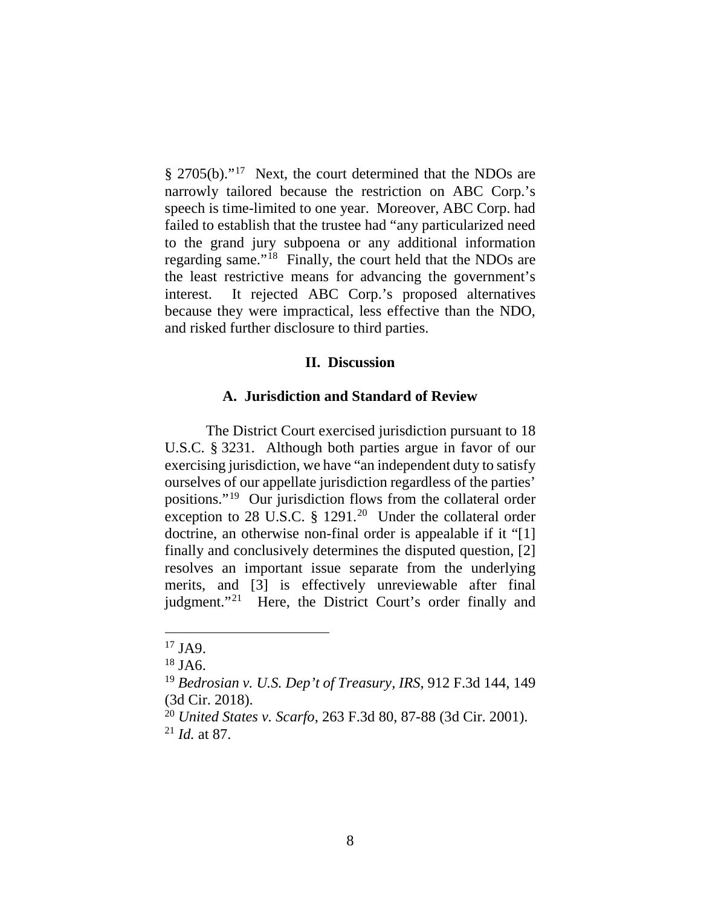§ 2705(b)."[17] Next, the court determined that the NDOs are narrowly tailored because the restriction on ABC Corp.'s speech is time-limited to one year. Moreover, ABC Corp. had failed to establish that the trustee had "any particularized need to the grand jury subpoena or any additional information regarding same."[18] Finally, the court held that the NDOs are the least restrictive means for advancing the government's interest. It rejected ABC Corp.'s proposed alternatives because they were impractical, less effective than the NDO, and risked further disclosure to third parties.

## II. Discussion

### A. Jurisdiction and Standard of Review

The District Court exercised jurisdiction pursuant to 18 U.S.C. § 3231. Although both parties argue in favor of our exercising jurisdiction, we have "an independent duty to satisfy ourselves of our appellate jurisdiction regardless of the parties' positions."[19] Our jurisdiction flows from the collateral order exception to 28 U.S.C. § 1291.[20] Under the collateral order doctrine, an otherwise non-final order is appealable if it "[1] finally and conclusively determines the disputed question, [2] resolves an important issue separate from the underlying merits, and [3] is effectively unreviewable after final judgment."[21] Here, the District Court's order finally and

---

[17] JA9.

[18] JA6.

[19] *Bedrosian v. U.S. Dep't of Treasury, IRS*, 912 F.3d 144, 149 (3d Cir. 2018).

[20] *United States v. Scarfo*, 263 F.3d 80, 87-88 (3d Cir. 2001).

[21] *Id.* at 87.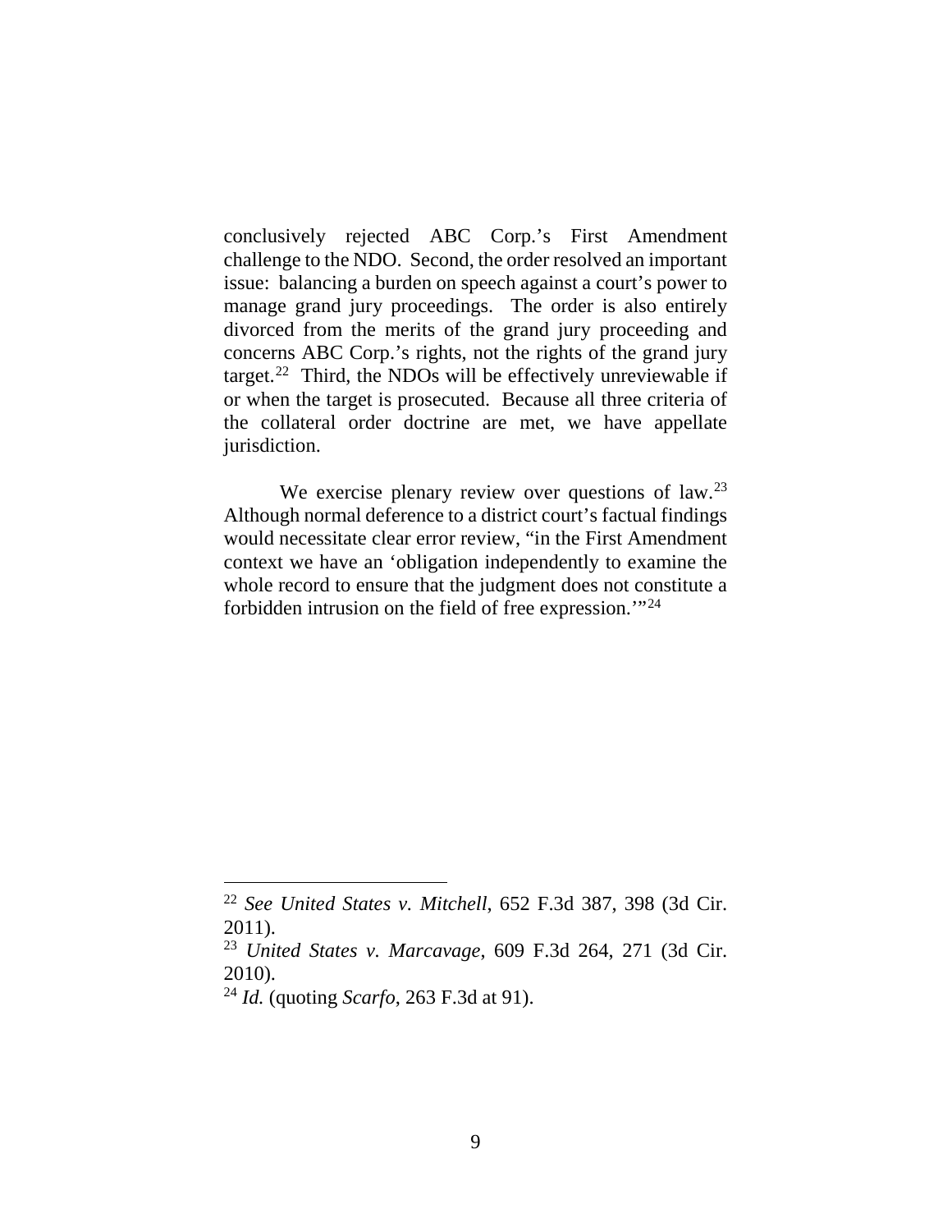conclusively rejected ABC Corp.'s First Amendment challenge to the NDO. Second, the order resolved an important issue: balancing a burden on speech against a court's power to manage grand jury proceedings. The order is also entirely divorced from the merits of the grand jury proceeding and concerns ABC Corp.'s rights, not the rights of the grand jury target.[22] Third, the NDOs will be effectively unreviewable if or when the target is prosecuted. Because all three criteria of the collateral order doctrine are met, we have appellate jurisdiction.

We exercise plenary review over questions of law.[23] Although normal deference to a district court's factual findings would necessitate clear error review, "in the First Amendment context we have an 'obligation independently to examine the whole record to ensure that the judgment does not constitute a forbidden intrusion on the field of free expression.'"[24]

---

[22] *See United States v. Mitchell*, 652 F.3d 387, 398 (3d Cir. 2011).

[23] *United States v. Marcavage*, 609 F.3d 264, 271 (3d Cir. 2010).

[24] *Id.* (quoting *Scarfo*, 263 F.3d at 91).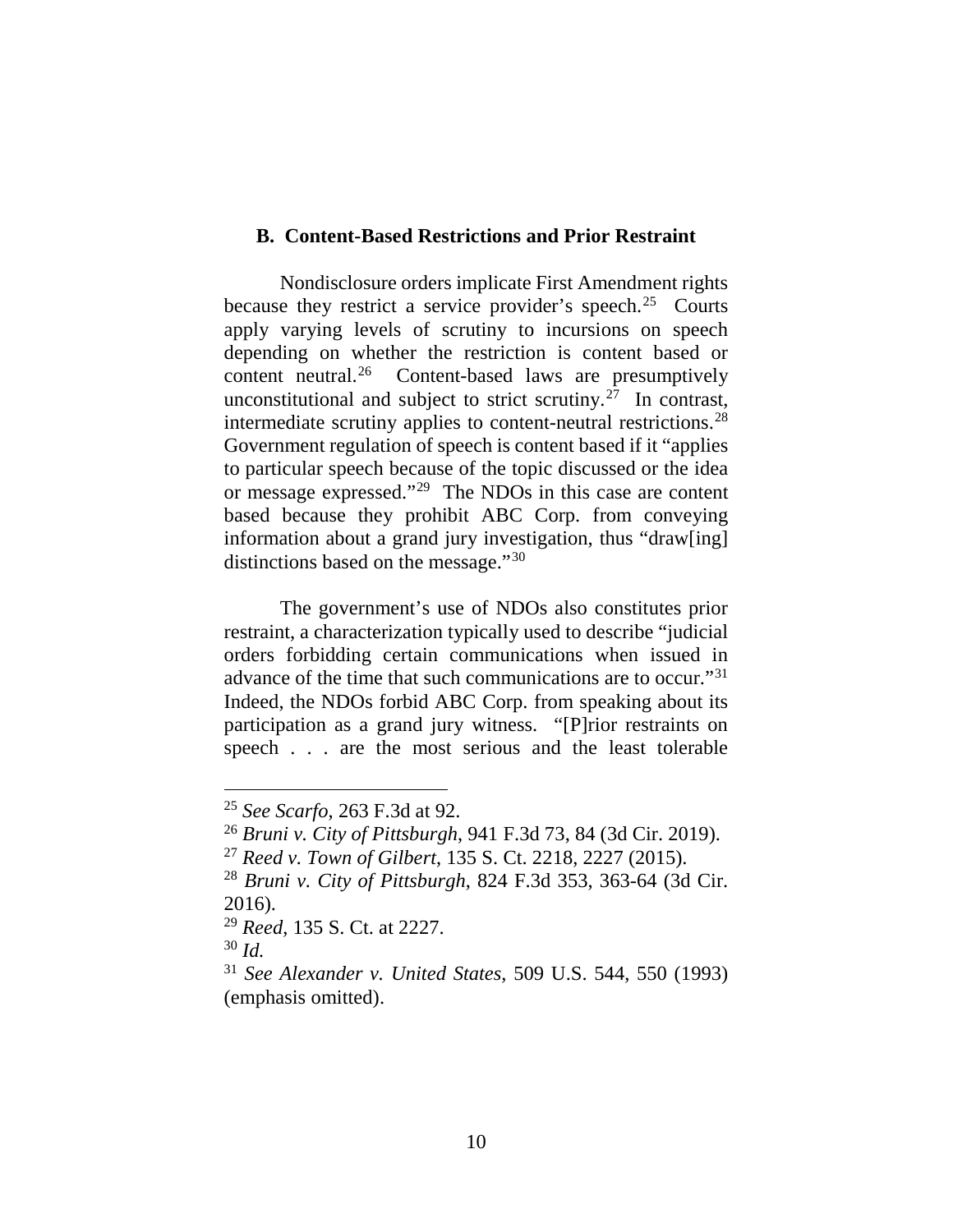### B. Content-Based Restrictions and Prior Restraint

Nondisclosure orders implicate First Amendment rights because they restrict a service provider's speech.[25] Courts apply varying levels of scrutiny to incursions on speech depending on whether the restriction is content based or content neutral.[26] Content-based laws are presumptively unconstitutional and subject to strict scrutiny.[27] In contrast, intermediate scrutiny applies to content-neutral restrictions.[28] Government regulation of speech is content based if it "applies to particular speech because of the topic discussed or the idea or message expressed."[29] The NDOs in this case are content based because they prohibit ABC Corp. from conveying information about a grand jury investigation, thus "draw[ing] distinctions based on the message."[30]

The government's use of NDOs also constitutes prior restraint, a characterization typically used to describe "judicial orders forbidding certain communications when issued in advance of the time that such communications are to occur."[31] Indeed, the NDOs forbid ABC Corp. from speaking about its participation as a grand jury witness. "[P]rior restraints on speech . . . are the most serious and the least tolerable

---

[25] *See Scarfo*, 263 F.3d at 92.

[26] *Bruni v. City of Pittsburgh*, 941 F.3d 73, 84 (3d Cir. 2019).

[27] *Reed v. Town of Gilbert*, 135 S. Ct. 2218, 2227 (2015).

[28] *Bruni v. City of Pittsburgh*, 824 F.3d 353, 363-64 (3d Cir. 2016).

[29] *Reed*, 135 S. Ct. at 2227.

[30] *Id.*

[31] *See Alexander v. United States*, 509 U.S. 544, 550 (1993) (emphasis omitted).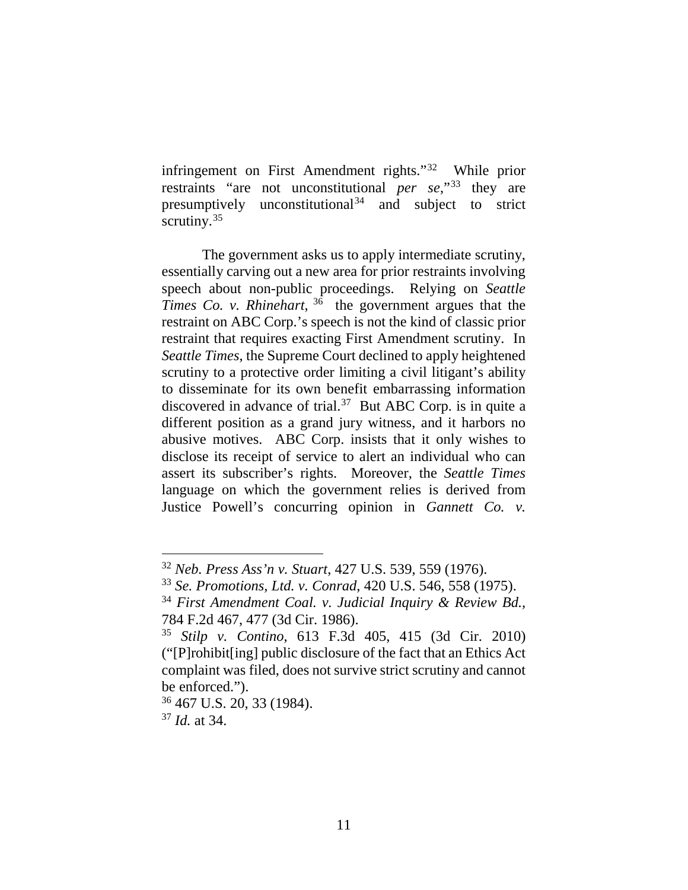infringement on First Amendment rights."[32] While prior restraints "are not unconstitutional *per se*,"[33] they are presumptively unconstitutional[34] and subject to strict scrutiny.[35]

The government asks us to apply intermediate scrutiny, essentially carving out a new area for prior restraints involving speech about non-public proceedings. Relying on *Seattle Times Co. v. Rhinehart*,[36] the government argues that the restraint on ABC Corp.'s speech is not the kind of classic prior restraint that requires exacting First Amendment scrutiny. In *Seattle Times*, the Supreme Court declined to apply heightened scrutiny to a protective order limiting a civil litigant's ability to disseminate for its own benefit embarrassing information discovered in advance of trial.[37] But ABC Corp. is in quite a different position as a grand jury witness, and it harbors no abusive motives. ABC Corp. insists that it only wishes to disclose its receipt of service to alert an individual who can assert its subscriber's rights. Moreover, the *Seattle Times* language on which the government relies is derived from Justice Powell's concurring opinion in *Gannett Co. v.*

---

[32] *Neb. Press Ass'n v. Stuart*, 427 U.S. 539, 559 (1976).

[33] *Se. Promotions, Ltd. v. Conrad*, 420 U.S. 546, 558 (1975).

[34] *First Amendment Coal. v. Judicial Inquiry & Review Bd.*, 784 F.2d 467, 477 (3d Cir. 1986).

[35] *Stilp v. Contino*, 613 F.3d 405, 415 (3d Cir. 2010) ("[P]rohibit[ing] public disclosure of the fact that an Ethics Act complaint was filed, does not survive strict scrutiny and cannot be enforced.").

[36] 467 U.S. 20, 33 (1984).

[37] *Id.* at 34.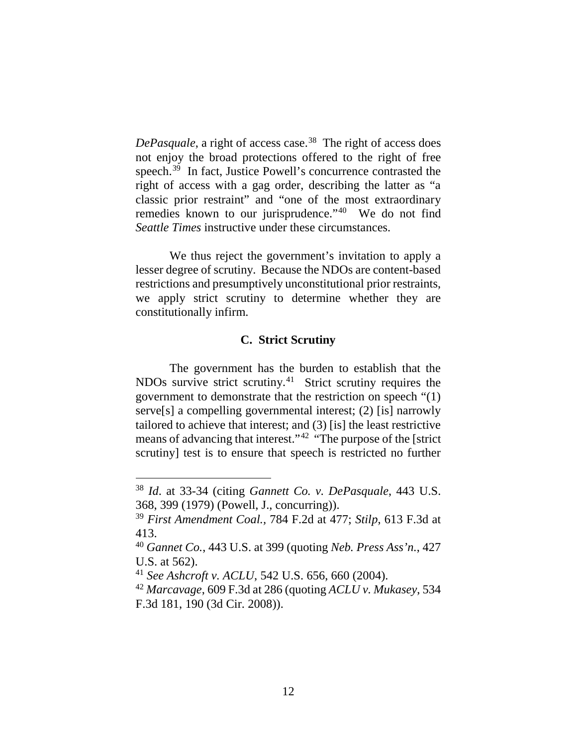*DePasquale*, a right of access case.[38] The right of access does not enjoy the broad protections offered to the right of free speech.[39] In fact, Justice Powell's concurrence contrasted the right of access with a gag order, describing the latter as "a classic prior restraint" and "one of the most extraordinary remedies known to our jurisprudence."[40] We do not find *Seattle Times* instructive under these circumstances.

We thus reject the government's invitation to apply a lesser degree of scrutiny. Because the NDOs are content-based restrictions and presumptively unconstitutional prior restraints, we apply strict scrutiny to determine whether they are constitutionally infirm.

### C. Strict Scrutiny

The government has the burden to establish that the NDOs survive strict scrutiny.[41] Strict scrutiny requires the government to demonstrate that the restriction on speech "(1) serve[s] a compelling governmental interest; (2) [is] narrowly tailored to achieve that interest; and (3) [is] the least restrictive means of advancing that interest."[42] "The purpose of the [strict scrutiny] test is to ensure that speech is restricted no further

---

[38] *Id*. at 33-34 (citing *Gannett Co. v. DePasquale*, 443 U.S. 368, 399 (1979) (Powell, J., concurring)).

[39] *First Amendment Coal.*, 784 F.2d at 477; *Stilp*, 613 F.3d at 413.

[40] *Gannet Co.*, 443 U.S. at 399 (quoting *Neb. Press Ass'n.*, 427 U.S. at 562).

[41] *See Ashcroft v. ACLU*, 542 U.S. 656, 660 (2004).

[42] *Marcavage*, 609 F.3d at 286 (quoting *ACLU v. Mukasey*, 534 F.3d 181, 190 (3d Cir. 2008)).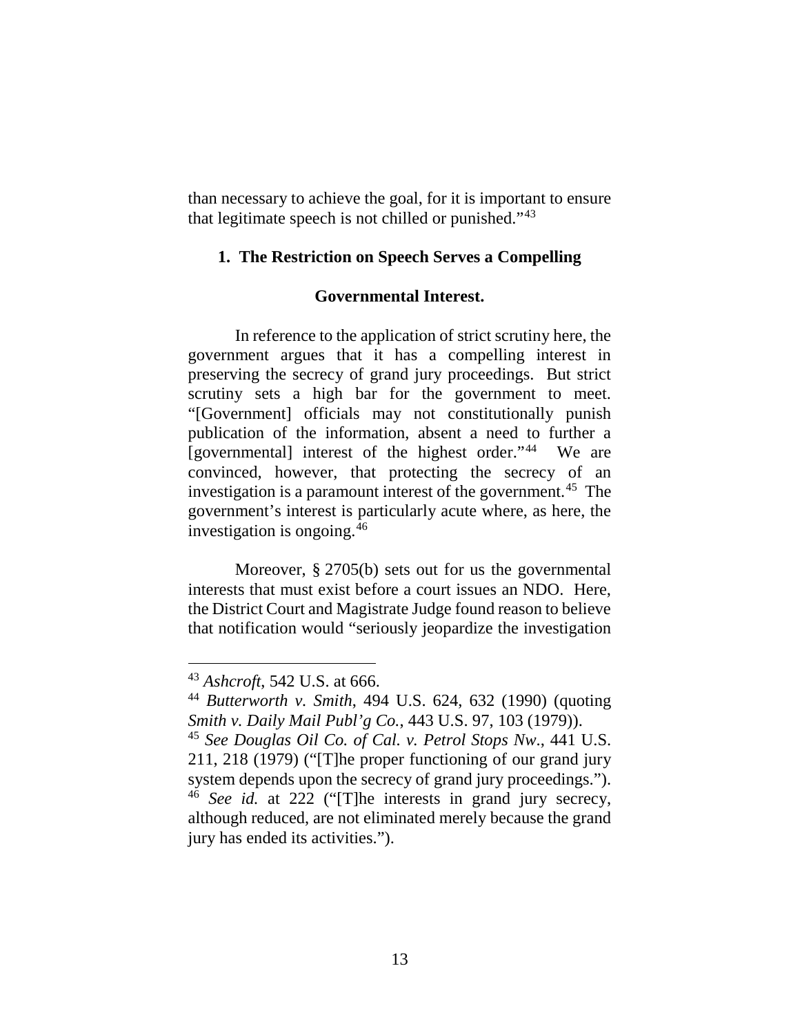than necessary to achieve the goal, for it is important to ensure that legitimate speech is not chilled or punished."[43]

**1. The Restriction on Speech Serves a Compelling Governmental Interest.**

In reference to the application of strict scrutiny here, the government argues that it has a compelling interest in preserving the secrecy of grand jury proceedings. But strict scrutiny sets a high bar for the government to meet. "[Government] officials may not constitutionally punish publication of the information, absent a need to further a [governmental] interest of the highest order."[44] We are convinced, however, that protecting the secrecy of an investigation is a paramount interest of the government.[45] The government's interest is particularly acute where, as here, the investigation is ongoing.[46]

Moreover, § 2705(b) sets out for us the governmental interests that must exist before a court issues an NDO. Here, the District Court and Magistrate Judge found reason to believe that notification would "seriously jeopardize the investigation

---

[43] *Ashcroft*, 542 U.S. at 666.

[44] *Butterworth v. Smith*, 494 U.S. 624, 632 (1990) (quoting *Smith v. Daily Mail Publ'g Co.*, 443 U.S. 97, 103 (1979)).

[45] *See Douglas Oil Co. of Cal. v. Petrol Stops Nw.*, 441 U.S. 211, 218 (1979) ("[T]he proper functioning of our grand jury system depends upon the secrecy of grand jury proceedings.").

[46] *See id.* at 222 ("[T]he interests in grand jury secrecy, although reduced, are not eliminated merely because the grand jury has ended its activities.").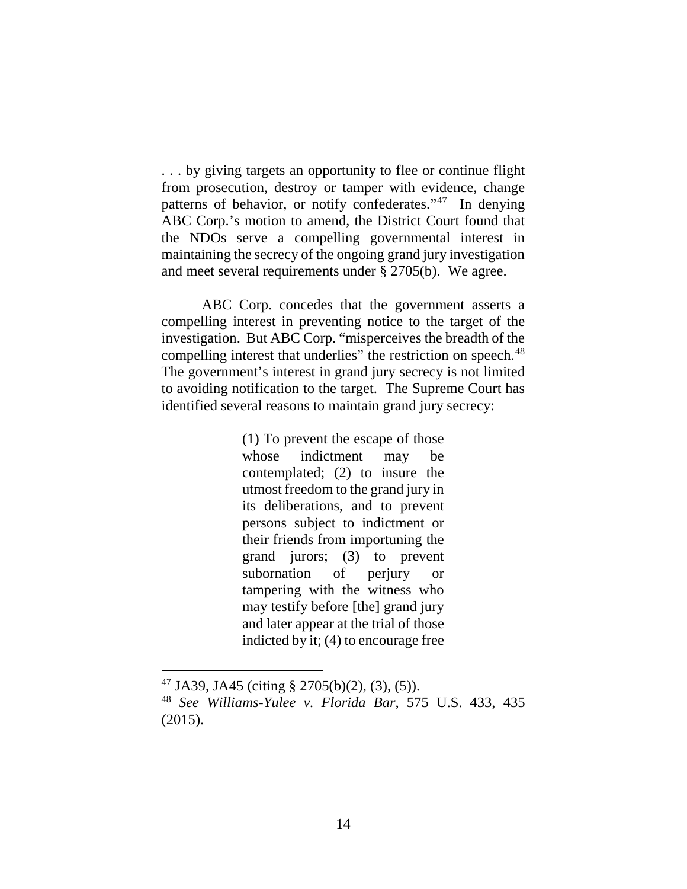. . . by giving targets an opportunity to flee or continue flight from prosecution, destroy or tamper with evidence, change patterns of behavior, or notify confederates."[47] In denying ABC Corp.'s motion to amend, the District Court found that the NDOs serve a compelling governmental interest in maintaining the secrecy of the ongoing grand jury investigation and meet several requirements under § 2705(b). We agree.

ABC Corp. concedes that the government asserts a compelling interest in preventing notice to the target of the investigation. But ABC Corp. "misperceives the breadth of the compelling interest that underlies" the restriction on speech.[48] The government's interest in grand jury secrecy is not limited to avoiding notification to the target. The Supreme Court has identified several reasons to maintain grand jury secrecy:

> (1) To prevent the escape of those whose indictment may be contemplated; (2) to insure the utmost freedom to the grand jury in its deliberations, and to prevent persons subject to indictment or their friends from importuning the grand jurors; (3) to prevent subornation of perjury or tampering with the witness who may testify before [the] grand jury and later appear at the trial of those indicted by it; (4) to encourage free

---

[47] JA39, JA45 (citing § 2705(b)(2), (3), (5)).

[48] *See Williams-Yulee v. Florida Bar*, 575 U.S. 433, 435 (2015).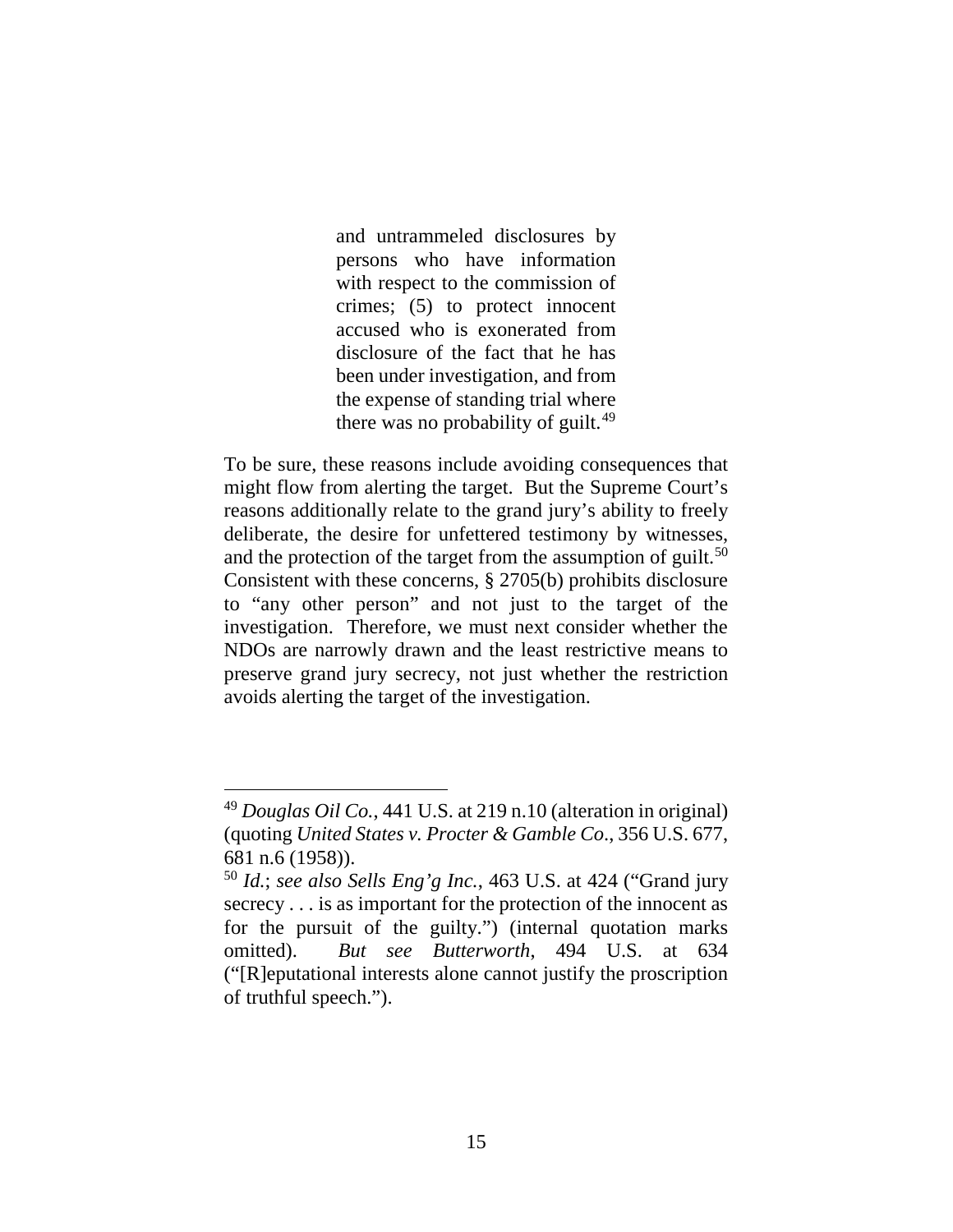> and untrammeled disclosures by persons who have information with respect to the commission of crimes; (5) to protect innocent accused who is exonerated from disclosure of the fact that he has been under investigation, and from the expense of standing trial where there was no probability of guilt.[49]

To be sure, these reasons include avoiding consequences that might flow from alerting the target. But the Supreme Court's reasons additionally relate to the grand jury's ability to freely deliberate, the desire for unfettered testimony by witnesses, and the protection of the target from the assumption of guilt.[50] Consistent with these concerns, § 2705(b) prohibits disclosure to "any other person" and not just to the target of the investigation. Therefore, we must next consider whether the NDOs are narrowly drawn and the least restrictive means to preserve grand jury secrecy, not just whether the restriction avoids alerting the target of the investigation.

---

[49] *Douglas Oil Co.*, 441 U.S. at 219 n.10 (alteration in original) (quoting *United States v. Procter & Gamble Co*., 356 U.S. 677, 681 n.6 (1958)).

[50] *Id.*; *see also Sells Eng'g Inc.*, 463 U.S. at 424 ("Grand jury secrecy . . . is as important for the protection of the innocent as for the pursuit of the guilty.") (internal quotation marks omitted). *But see Butterworth*, 494 U.S. at 634 ("[R]eputational interests alone cannot justify the proscription of truthful speech.").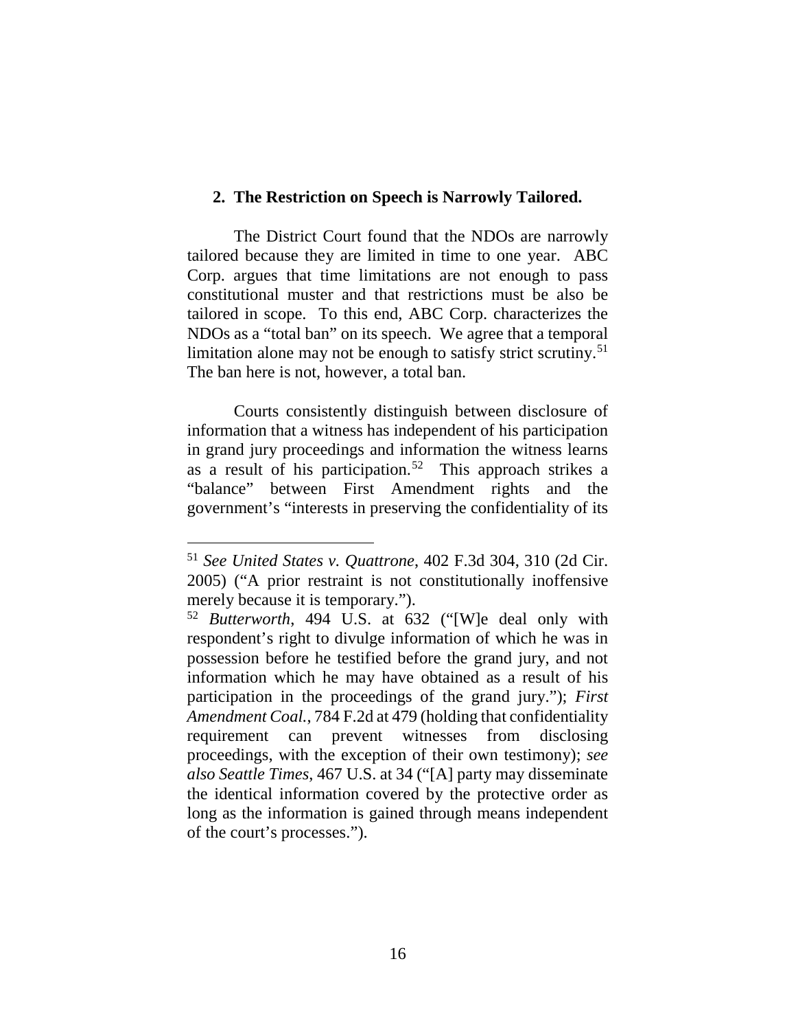### 2. The Restriction on Speech is Narrowly Tailored.

The District Court found that the NDOs are narrowly tailored because they are limited in time to one year. ABC Corp. argues that time limitations are not enough to pass constitutional muster and that restrictions must be also be tailored in scope. To this end, ABC Corp. characterizes the NDOs as a "total ban" on its speech. We agree that a temporal limitation alone may not be enough to satisfy strict scrutiny.[51] The ban here is not, however, a total ban.

Courts consistently distinguish between disclosure of information that a witness has independent of his participation in grand jury proceedings and information the witness learns as a result of his participation.[52] This approach strikes a "balance" between First Amendment rights and the government's "interests in preserving the confidentiality of its

---

[51] *See United States v. Quattrone*, 402 F.3d 304, 310 (2d Cir. 2005) ("A prior restraint is not constitutionally inoffensive merely because it is temporary.").

[52] *Butterworth*, 494 U.S. at 632 ("[W]e deal only with respondent's right to divulge information of which he was in possession before he testified before the grand jury, and not information which he may have obtained as a result of his participation in the proceedings of the grand jury."); *First Amendment Coal.*, 784 F.2d at 479 (holding that confidentiality requirement can prevent witnesses from disclosing proceedings, with the exception of their own testimony); *see also Seattle Times*, 467 U.S. at 34 ("[A] party may disseminate the identical information covered by the protective order as long as the information is gained through means independent of the court's processes.").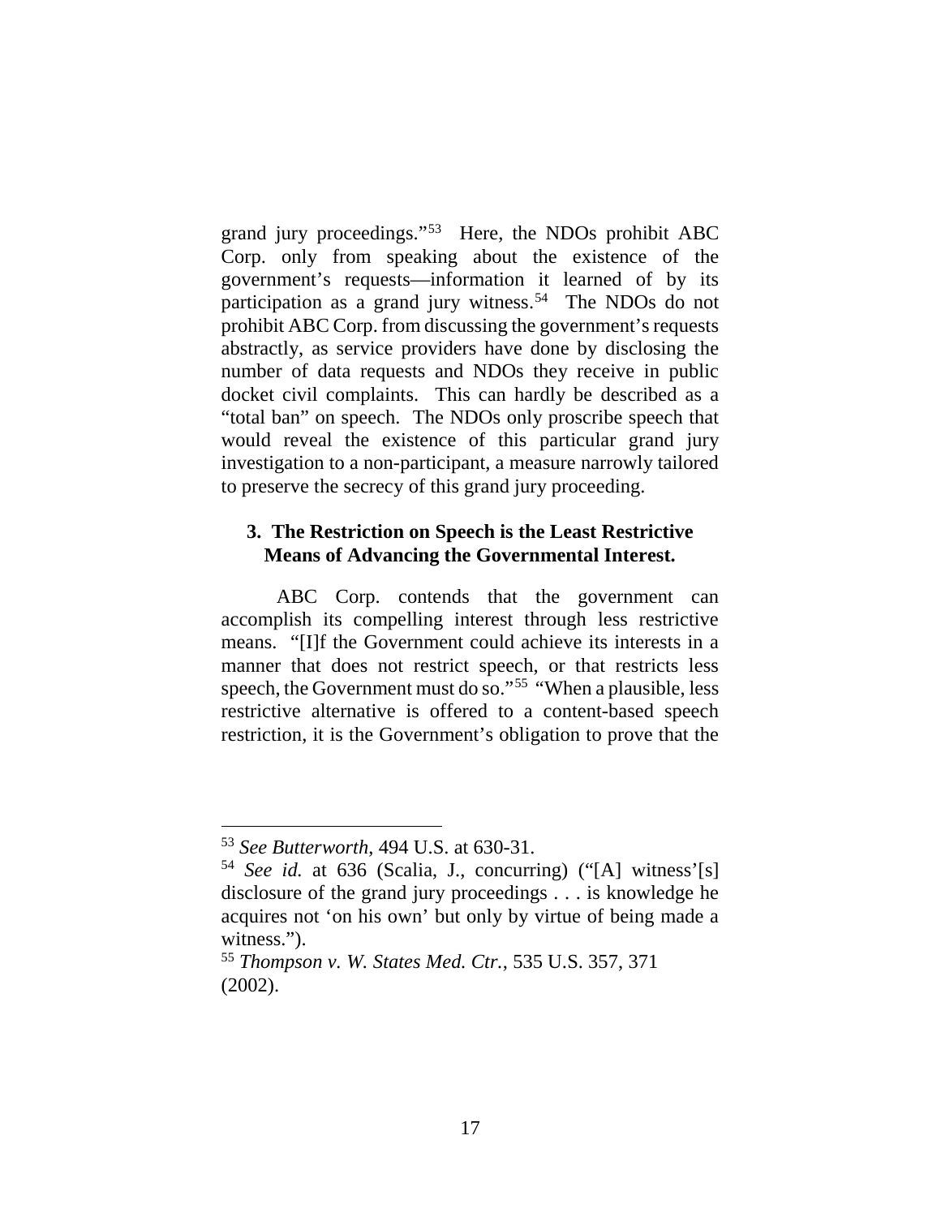grand jury proceedings."[53] Here, the NDOs prohibit ABC Corp. only from speaking about the existence of the government's requests—information it learned of by its participation as a grand jury witness.[54] The NDOs do not prohibit ABC Corp. from discussing the government's requests abstractly, as service providers have done by disclosing the number of data requests and NDOs they receive in public docket civil complaints. This can hardly be described as a "total ban" on speech. The NDOs only proscribe speech that would reveal the existence of this particular grand jury investigation to a non-participant, a measure narrowly tailored to preserve the secrecy of this grand jury proceeding.

### 3. The Restriction on Speech is the Least Restrictive Means of Advancing the Governmental Interest.

ABC Corp. contends that the government can accomplish its compelling interest through less restrictive means. "[I]f the Government could achieve its interests in a manner that does not restrict speech, or that restricts less speech, the Government must do so."[55] "When a plausible, less restrictive alternative is offered to a content-based speech restriction, it is the Government's obligation to prove that the

---

[53] *See Butterworth*, 494 U.S. at 630-31.

[54] *See id.* at 636 (Scalia, J., concurring) ("[A] witness'[s] disclosure of the grand jury proceedings . . . is knowledge he acquires not 'on his own' but only by virtue of being made a witness.").

[55] *Thompson v. W. States Med. Ctr.*, 535 U.S. 357, 371 (2002).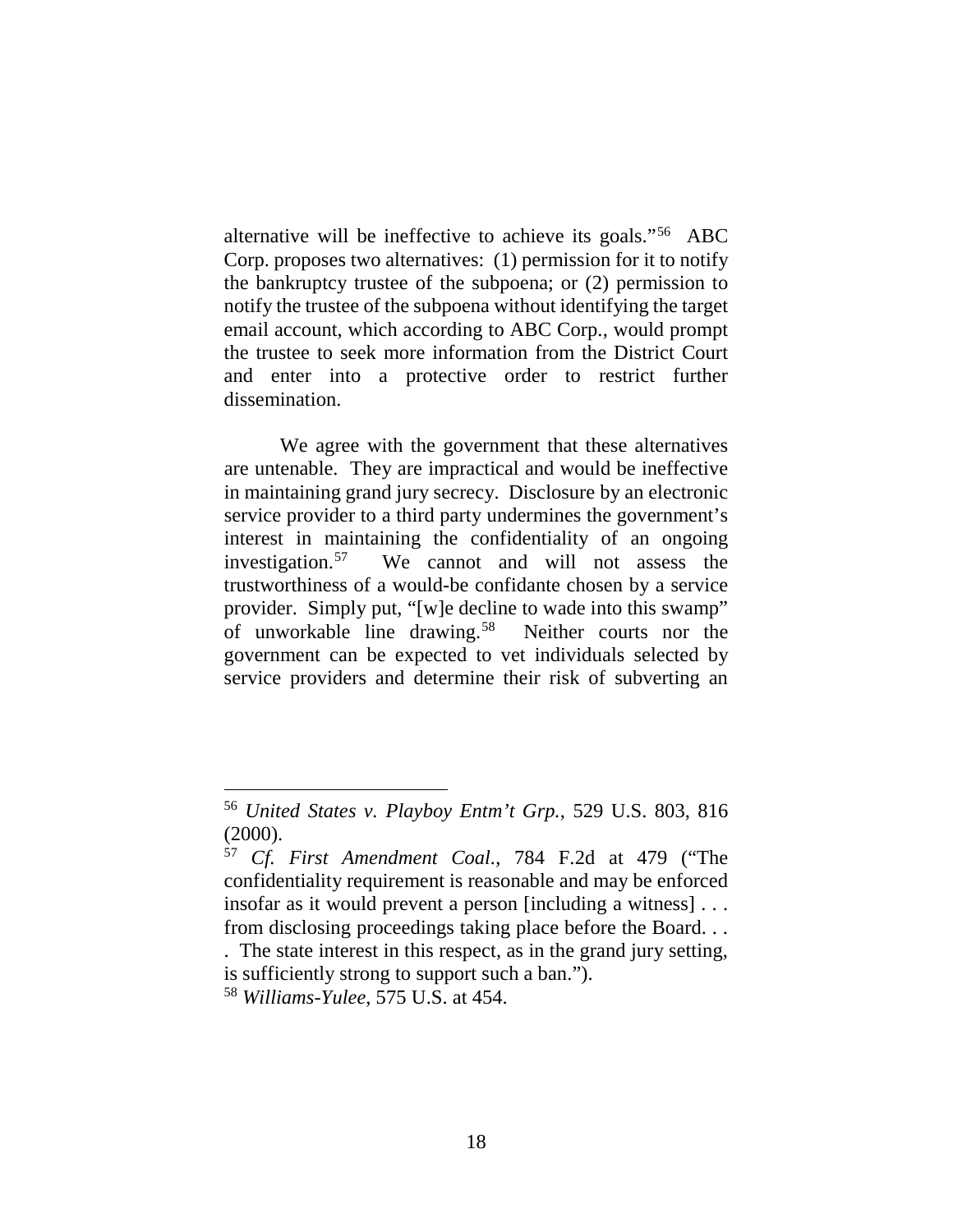alternative will be ineffective to achieve its goals."[56] ABC Corp. proposes two alternatives: (1) permission for it to notify the bankruptcy trustee of the subpoena; or (2) permission to notify the trustee of the subpoena without identifying the target email account, which according to ABC Corp., would prompt the trustee to seek more information from the District Court and enter into a protective order to restrict further dissemination.

We agree with the government that these alternatives are untenable. They are impractical and would be ineffective in maintaining grand jury secrecy. Disclosure by an electronic service provider to a third party undermines the government's interest in maintaining the confidentiality of an ongoing investigation.[57] We cannot and will not assess the trustworthiness of a would-be confidante chosen by a service provider. Simply put, "[w]e decline to wade into this swamp" of unworkable line drawing.[58] Neither courts nor the government can be expected to vet individuals selected by service providers and determine their risk of subverting an

---

[56] *United States v. Playboy Entm't Grp.*, 529 U.S. 803, 816 (2000).

[57] *Cf. First Amendment Coal.*, 784 F.2d at 479 ("The confidentiality requirement is reasonable and may be enforced insofar as it would prevent a person [including a witness] . . . from disclosing proceedings taking place before the Board. . . . The state interest in this respect, as in the grand jury setting, is sufficiently strong to support such a ban.").

[58] *Williams-Yulee*, 575 U.S. at 454.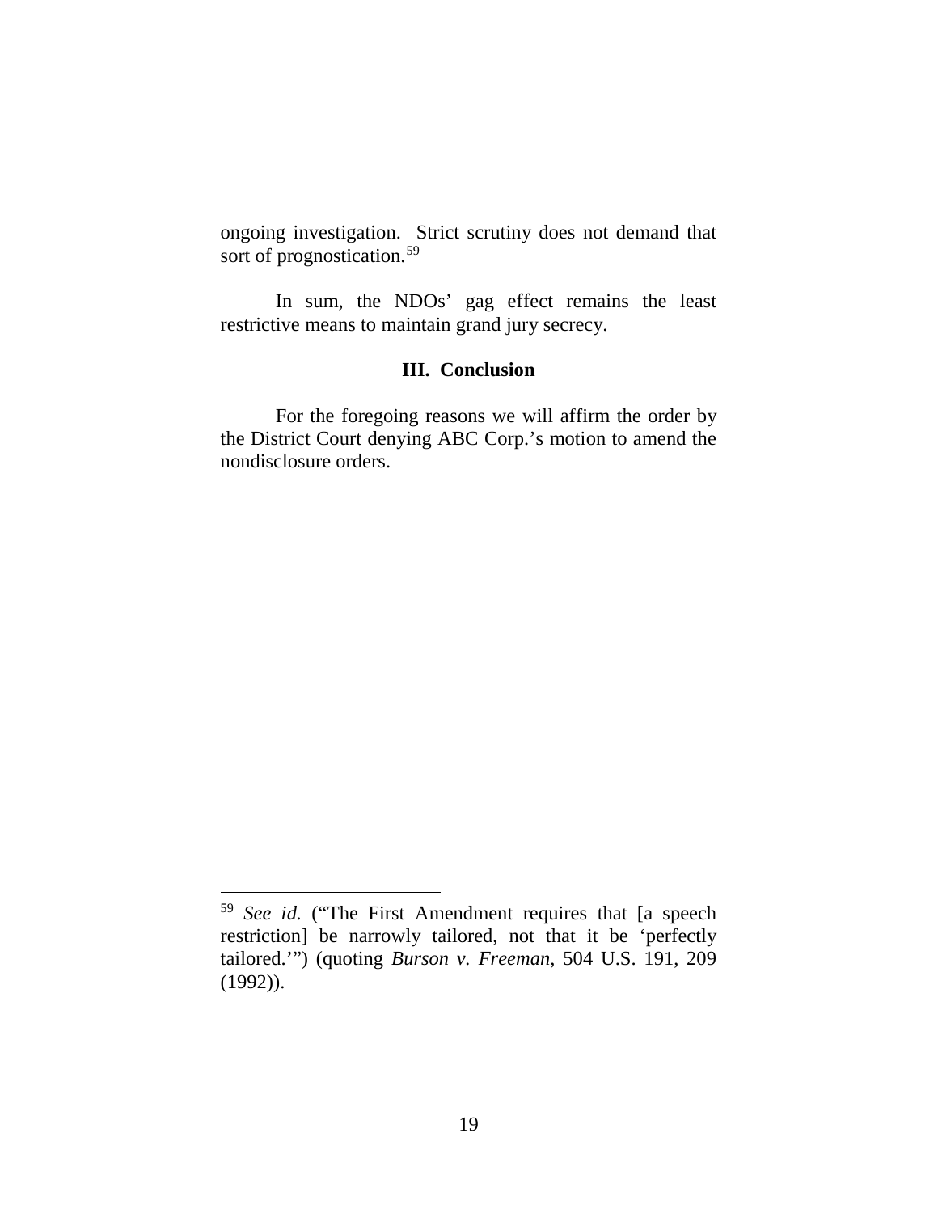ongoing investigation. Strict scrutiny does not demand that sort of prognostication.[59]

In sum, the NDOs' gag effect remains the least restrictive means to maintain grand jury secrecy.

## III. Conclusion

For the foregoing reasons we will affirm the order by the District Court denying ABC Corp.'s motion to amend the nondisclosure orders.

---

[59] *See id.* ("The First Amendment requires that [a speech restriction] be narrowly tailored, not that it be 'perfectly tailored.'") (quoting *Burson v. Freeman*, 504 U.S. 191, 209 (1992)).